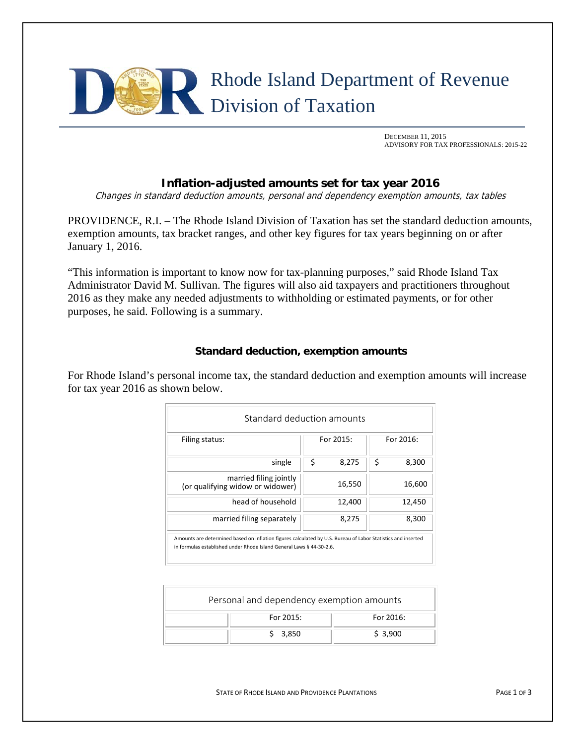# Rhode Island Department of Revenue
## Division of Taxation

DECEMBER 11, 2015
ADVISORY FOR TAX PROFESSIONALS: 2015-22

### Inflation-adjusted amounts set for tax year 2016

*Changes in standard deduction amounts, personal and dependency exemption amounts, tax tables*

PROVIDENCE, R.I. – The Rhode Island Division of Taxation has set the standard deduction amounts, exemption amounts, tax bracket ranges, and other key figures for tax years beginning on or after January 1, 2016.

"This information is important to know now for tax-planning purposes," said Rhode Island Tax Administrator David M. Sullivan. The figures will also aid taxpayers and practitioners throughout 2016 as they make any needed adjustments to withholding or estimated payments, or for other purposes, he said. Following is a summary.

### Standard deduction, exemption amounts

For Rhode Island's personal income tax, the standard deduction and exemption amounts will increase for tax year 2016 as shown below.

**Standard deduction amounts**

| Filing status: | For 2015: | For 2016: |
|---|---|---|
| single | $ 8,275 | $ 8,300 |
| married filing jointly (or qualifying widow or widower) | 16,550 | 16,600 |
| head of household | 12,400 | 12,450 |
| married filing separately | 8,275 | 8,300 |

Amounts are determined based on inflation figures calculated by U.S. Bureau of Labor Statistics and inserted in formulas established under Rhode Island General Laws § 44-30-2.6.

**Personal and dependency exemption amounts**

| | For 2015: | For 2016: |
|---|---|---|
| | $ 3,850 | $ 3,900 |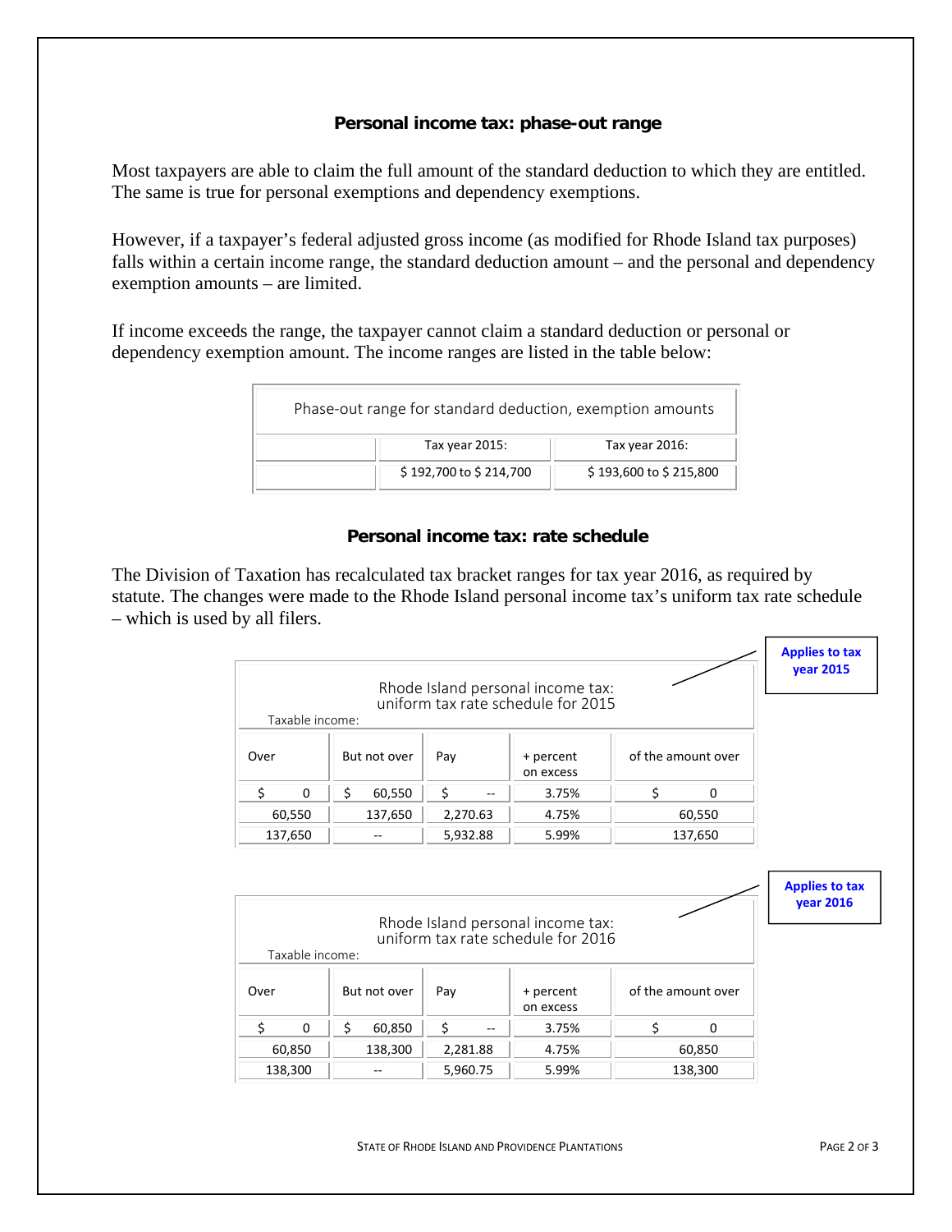## Personal income tax: phase-out range

Most taxpayers are able to claim the full amount of the standard deduction to which they are entitled. The same is true for personal exemptions and dependency exemptions.

However, if a taxpayer's federal adjusted gross income (as modified for Rhode Island tax purposes) falls within a certain income range, the standard deduction amount – and the personal and dependency exemption amounts – are limited.

If income exceeds the range, the taxpayer cannot claim a standard deduction or personal or dependency exemption amount. The income ranges are listed in the table below:

| Phase-out range for standard deduction, exemption amounts | | |
|---|---|---|
| | Tax year 2015: | Tax year 2016: |
| | $ 192,700 to $ 214,700 | $ 193,600 to $ 215,800 |

## Personal income tax: rate schedule

The Division of Taxation has recalculated tax bracket ranges for tax year 2016, as required by statute. The changes were made to the Rhode Island personal income tax's uniform tax rate schedule – which is used by all filers.

**Applies to tax year 2015**

Rhode Island personal income tax: uniform tax rate schedule for 2015

Taxable income:

| Over | But not over | Pay | + percent on excess | of the amount over |
|---|---|---|---|---|
| $ 0 | $ 60,550 | $ -- | 3.75% | $ 0 |
| 60,550 | 137,650 | 2,270.63 | 4.75% | 60,550 |
| 137,650 | -- | 5,932.88 | 5.99% | 137,650 |

**Applies to tax year 2016**

Rhode Island personal income tax: uniform tax rate schedule for 2016

Taxable income:

| Over | But not over | Pay | + percent on excess | of the amount over |
|---|---|---|---|---|
| $ 0 | $ 60,850 | $ -- | 3.75% | $ 0 |
| 60,850 | 138,300 | 2,281.88 | 4.75% | 60,850 |
| 138,300 | -- | 5,960.75 | 5.99% | 138,300 |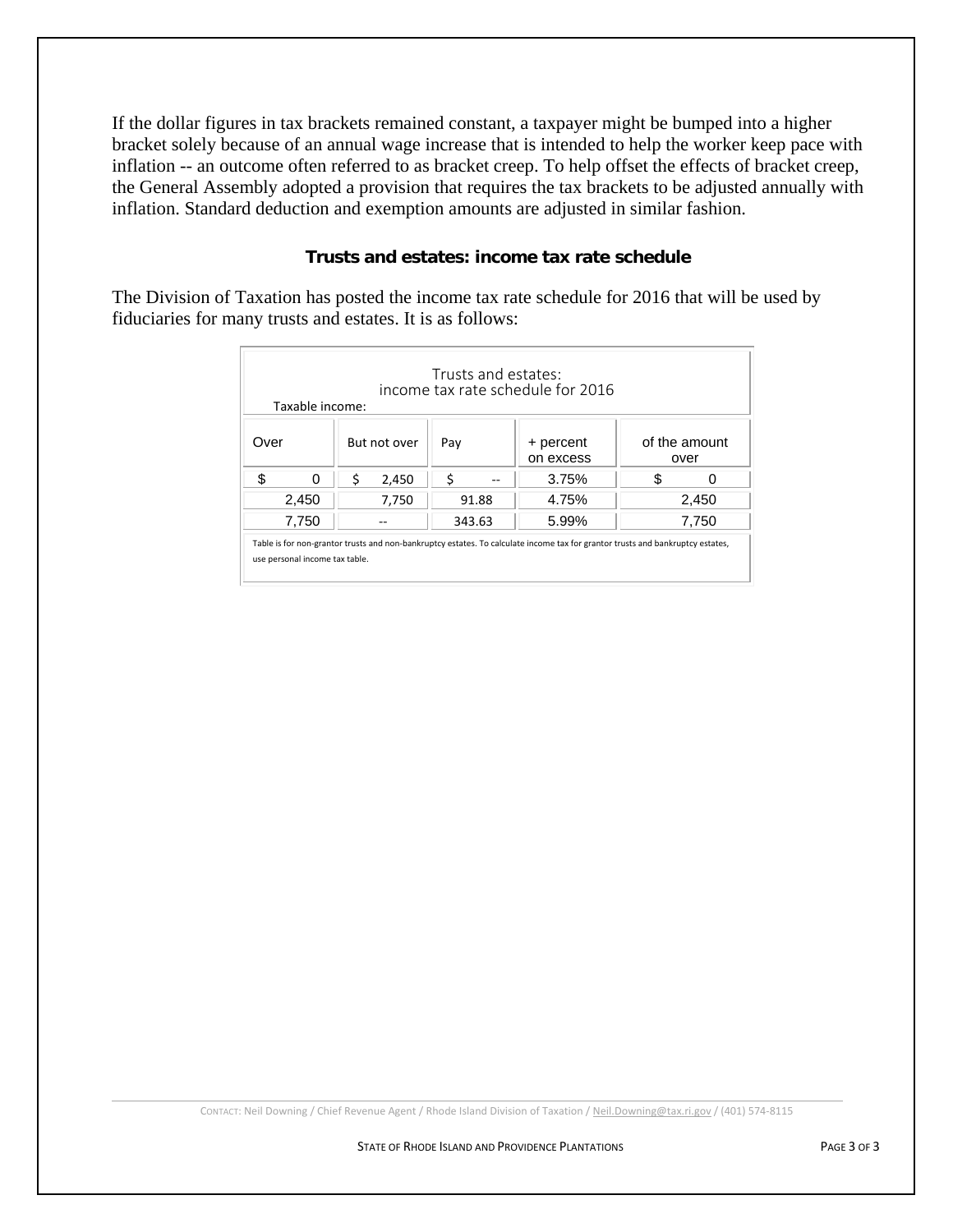If the dollar figures in tax brackets remained constant, a taxpayer might be bumped into a higher bracket solely because of an annual wage increase that is intended to help the worker keep pace with inflation -- an outcome often referred to as bracket creep. To help offset the effects of bracket creep, the General Assembly adopted a provision that requires the tax brackets to be adjusted annually with inflation. Standard deduction and exemption amounts are adjusted in similar fashion.

### Trusts and estates: income tax rate schedule

The Division of Taxation has posted the income tax rate schedule for 2016 that will be used by fiduciaries for many trusts and estates. It is as follows:

Trusts and estates:
income tax rate schedule for 2016

Taxable income:

| Over | But not over | Pay | + percent on excess | of the amount over |
|---|---|---|---|---|
| $ 0 | $ 2,450 | $ -- | 3.75% | $ 0 |
| 2,450 | 7,750 | 91.88 | 4.75% | 2,450 |
| 7,750 | -- | 343.63 | 5.99% | 7,750 |

Table is for non-grantor trusts and non-bankruptcy estates. To calculate income tax for grantor trusts and bankruptcy estates, use personal income tax table.

CONTACT: Neil Downing / Chief Revenue Agent / Rhode Island Division of Taxation / Neil.Downing@tax.ri.gov / (401) 574-8115